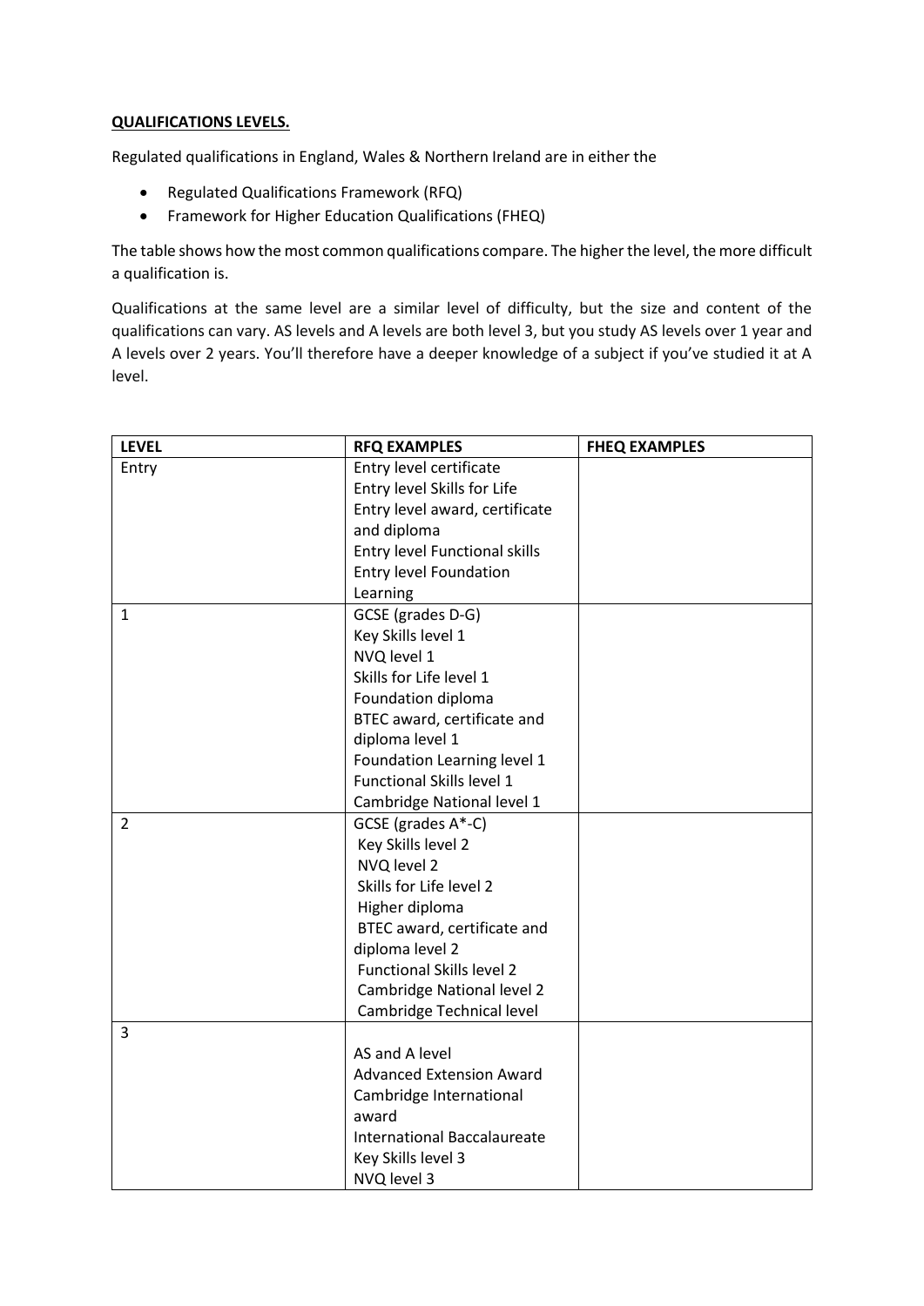**QUALIFICATIONS LEVELS.**

Regulated qualifications in England, Wales & Northern Ireland are in either the

- Regulated Qualifications Framework (RFQ)
- Framework for Higher Education Qualifications (FHEQ)

The table shows how the most common qualifications compare. The higher the level, the more difficult a qualification is.

Qualifications at the same level are a similar level of difficulty, but the size and content of the qualifications can vary. AS levels and A levels are both level 3, but you study AS levels over 1 year and A levels over 2 years. You'll therefore have a deeper knowledge of a subject if you've studied it at A level.

| LEVEL | RFQ EXAMPLES | FHEQ EXAMPLES |
| --- | --- | --- |
| Entry | Entry level certificate<br>Entry level Skills for Life<br>Entry level award, certificate and diploma<br>Entry level Functional skills<br>Entry level Foundation Learning | |
| 1 | GCSE (grades D-G)<br>Key Skills level 1<br>NVQ level 1<br>Skills for Life level 1<br>Foundation diploma<br>BTEC award, certificate and diploma level 1<br>Foundation Learning level 1<br>Functional Skills level 1<br>Cambridge National level 1 | |
| 2 | GCSE (grades A*-C)<br>Key Skills level 2<br>NVQ level 2<br>Skills for Life level 2<br>Higher diploma<br>BTEC award, certificate and diploma level 2<br>Functional Skills level 2<br>Cambridge National level 2<br>Cambridge Technical level | |
| 3 | AS and A level<br>Advanced Extension Award<br>Cambridge International award<br>International Baccalaureate<br>Key Skills level 3<br>NVQ level 3 | |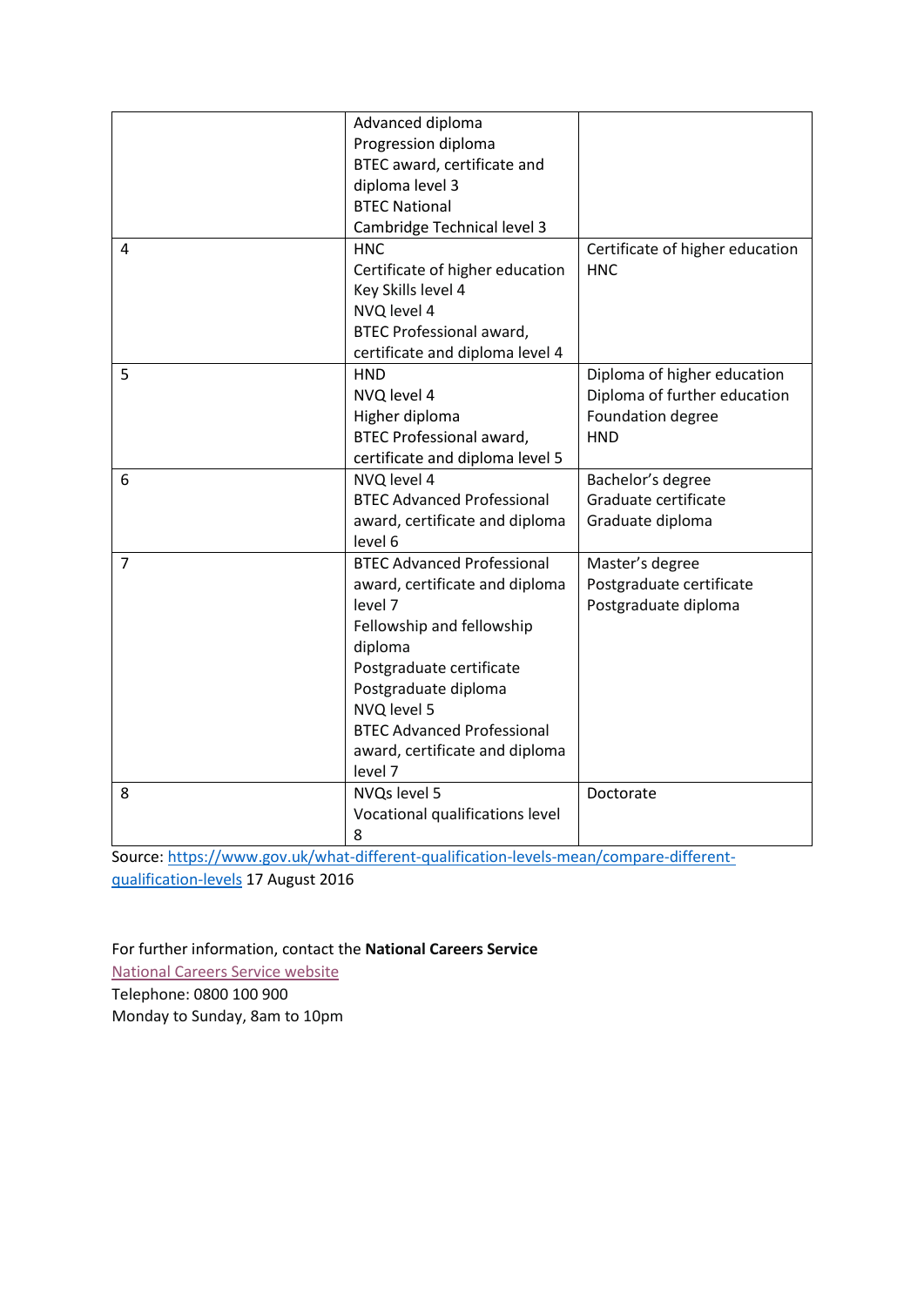| | | |
|---|---|---|
| | Advanced diploma<br>Progression diploma<br>BTEC award, certificate and diploma level 3<br>BTEC National<br>Cambridge Technical level 3 | |
| 4 | HNC<br>Certificate of higher education<br>Key Skills level 4<br>NVQ level 4<br>BTEC Professional award, certificate and diploma level 4 | Certificate of higher education<br>HNC |
| 5 | HND<br>NVQ level 4<br>Higher diploma<br>BTEC Professional award, certificate and diploma level 5 | Diploma of higher education<br>Diploma of further education<br>Foundation degree<br>HND |
| 6 | NVQ level 4<br>BTEC Advanced Professional award, certificate and diploma level 6 | Bachelor's degree<br>Graduate certificate<br>Graduate diploma |
| 7 | BTEC Advanced Professional award, certificate and diploma level 7<br>Fellowship and fellowship diploma<br>Postgraduate certificate<br>Postgraduate diploma<br>NVQ level 5<br>BTEC Advanced Professional award, certificate and diploma level 7 | Master's degree<br>Postgraduate certificate<br>Postgraduate diploma |
| 8 | NVQs level 5<br>Vocational qualifications level 8 | Doctorate |

Source: https://www.gov.uk/what-different-qualification-levels-mean/compare-different-qualification-levels 17 August 2016

For further information, contact the **National Careers Service**
National Careers Service website
Telephone: 0800 100 900
Monday to Sunday, 8am to 10pm